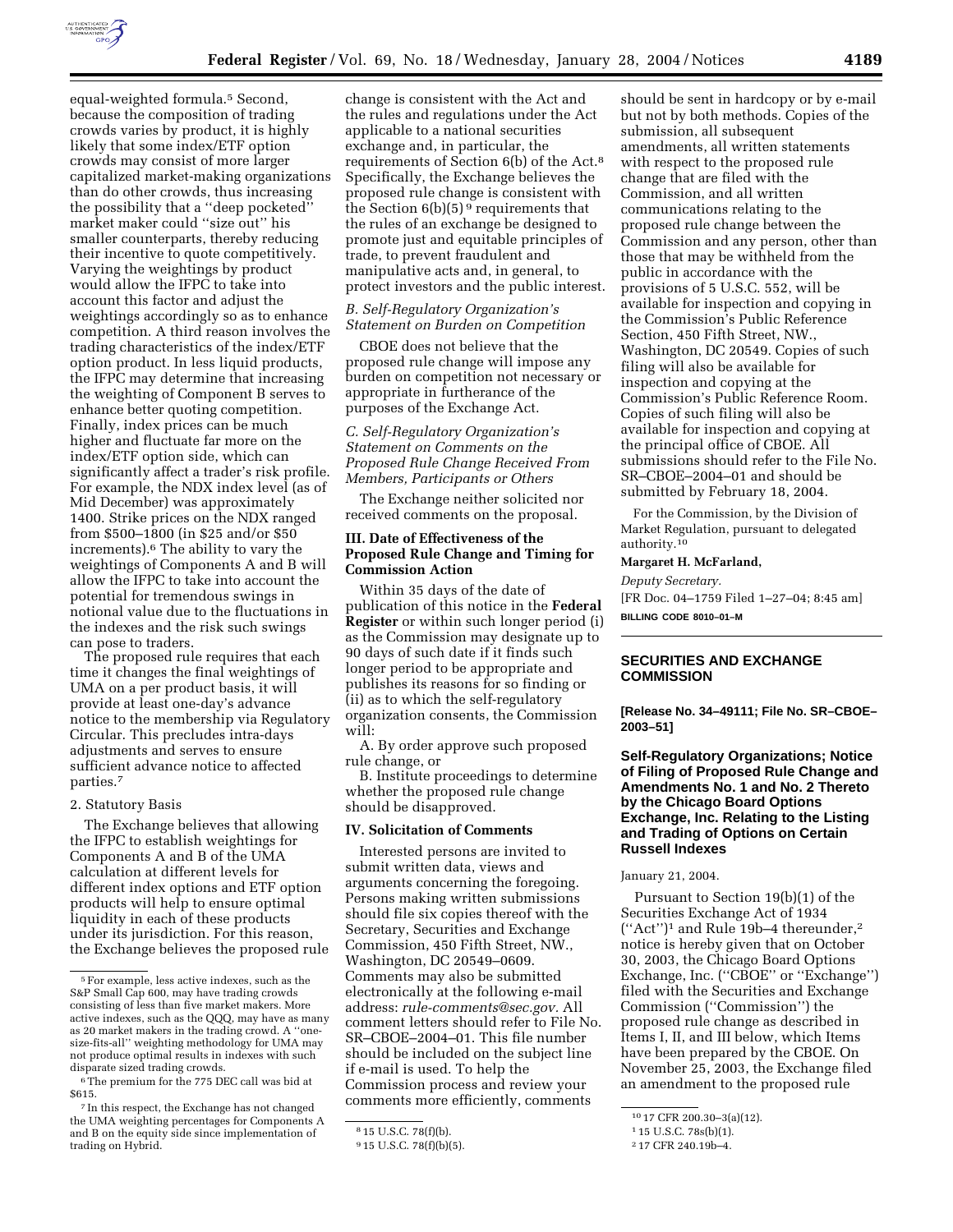equal-weighted formula.[5] Second, because the composition of trading crowds varies by product, it is highly likely that some index/ETF option crowds may consist of more larger capitalized market-making organizations than do other crowds, thus increasing the possibility that a ''deep pocketed'' market maker could ''size out'' his smaller counterparts, thereby reducing their incentive to quote competitively. Varying the weightings by product would allow the IFPC to take into account this factor and adjust the weightings accordingly so as to enhance competition. A third reason involves the trading characteristics of the index/ETF option product. In less liquid products, the IFPC may determine that increasing the weighting of Component B serves to enhance better quoting competition. Finally, index prices can be much higher and fluctuate far more on the index/ETF option side, which can significantly affect a trader's risk profile. For example, the NDX index level (as of Mid December) was approximately 1400. Strike prices on the NDX ranged from $500–1800 (in $25 and/or $50 increments).[6] The ability to vary the weightings of Components A and B will allow the IFPC to take into account the potential for tremendous swings in notional value due to the fluctuations in the indexes and the risk such swings can pose to traders.

The proposed rule requires that each time it changes the final weightings of UMA on a per product basis, it will provide at least one-day's advance notice to the membership via Regulatory Circular. This precludes intra-days adjustments and serves to ensure sufficient advance notice to affected parties.[7]

2. Statutory Basis

The Exchange believes that allowing the IFPC to establish weightings for Components A and B of the UMA calculation at different levels for different index options and ETF option products will help to ensure optimal liquidity in each of these products under its jurisdiction. For this reason, the Exchange believes the proposed rule change is consistent with the Act and the rules and regulations under the Act applicable to a national securities exchange and, in particular, the requirements of Section 6(b) of the Act.[8] Specifically, the Exchange believes the proposed rule change is consistent with the Section 6(b)(5) [9] requirements that the rules of an exchange be designed to promote just and equitable principles of trade, to prevent fraudulent and manipulative acts and, in general, to protect investors and the public interest.

*B. Self-Regulatory Organization's Statement on Burden on Competition*

CBOE does not believe that the proposed rule change will impose any burden on competition not necessary or appropriate in furtherance of the purposes of the Exchange Act.

*C. Self-Regulatory Organization's Statement on Comments on the Proposed Rule Change Received From Members, Participants or Others*

The Exchange neither solicited nor received comments on the proposal.

**III. Date of Effectiveness of the Proposed Rule Change and Timing for Commission Action**

Within 35 days of the date of publication of this notice in the **Federal Register** or within such longer period (i) as the Commission may designate up to 90 days of such date if it finds such longer period to be appropriate and publishes its reasons for so finding or (ii) as to which the self-regulatory organization consents, the Commission will:

A. By order approve such proposed rule change, or

B. Institute proceedings to determine whether the proposed rule change should be disapproved.

**IV. Solicitation of Comments**

Interested persons are invited to submit written data, views and arguments concerning the foregoing. Persons making written submissions should file six copies thereof with the Secretary, Securities and Exchange Commission, 450 Fifth Street, NW., Washington, DC 20549–0609. Comments may also be submitted electronically at the following e-mail address: *rule-comments@sec.gov.* All comment letters should refer to File No. SR–CBOE–2004–01. This file number should be included on the subject line if e-mail is used. To help the Commission process and review your comments more efficiently, comments should be sent in hardcopy or by e-mail but not by both methods. Copies of the submission, all subsequent amendments, all written statements with respect to the proposed rule change that are filed with the Commission, and all written communications relating to the proposed rule change between the Commission and any person, other than those that may be withheld from the public in accordance with the provisions of 5 U.S.C. 552, will be available for inspection and copying in the Commission's Public Reference Section, 450 Fifth Street, NW., Washington, DC 20549. Copies of such filing will also be available for inspection and copying at the Commission's Public Reference Room. Copies of such filing will also be available for inspection and copying at the principal office of CBOE. All submissions should refer to the File No. SR–CBOE–2004–01 and should be submitted by February 18, 2004.

For the Commission, by the Division of Market Regulation, pursuant to delegated authority.[10]

**Margaret H. McFarland,**

*Deputy Secretary.*

[FR Doc. 04–1759 Filed 1–27–04; 8:45 am]

**BILLING CODE 8010–01–M**

---

## SECURITIES AND EXCHANGE COMMISSION

**[Release No. 34–49111; File No. SR–CBOE–2003–51]**

**Self-Regulatory Organizations; Notice of Filing of Proposed Rule Change and Amendments No. 1 and No. 2 Thereto by the Chicago Board Options Exchange, Inc. Relating to the Listing and Trading of Options on Certain Russell Indexes**

January 21, 2004.

Pursuant to Section 19(b)(1) of the Securities Exchange Act of 1934 (''Act'')[1] and Rule 19b–4 thereunder,[2] notice is hereby given that on October 30, 2003, the Chicago Board Options Exchange, Inc. (''CBOE'' or ''Exchange'') filed with the Securities and Exchange Commission (''Commission'') the proposed rule change as described in Items I, II, and III below, which Items have been prepared by the CBOE. On November 25, 2003, the Exchange filed an amendment to the proposed rule

---

[5] For example, less active indexes, such as the S&P Small Cap 600, may have trading crowds consisting of less than five market makers. More active indexes, such as the QQQ, may have as many as 20 market makers in the trading crowd. A ''one-size-fits-all'' weighting methodology for UMA may not produce optimal results in indexes with such disparate sized trading crowds.

[6] The premium for the 775 DEC call was bid at $615.

[7] In this respect, the Exchange has not changed the UMA weighting percentages for Components A and B on the equity side since implementation of trading on Hybrid.

[8] 15 U.S.C. 78(f)(b).

[9] 15 U.S.C. 78(f)(b)(5).

[10] 17 CFR 200.30–3(a)(12).

[1] 15 U.S.C. 78s(b)(1).

[2] 17 CFR 240.19b–4.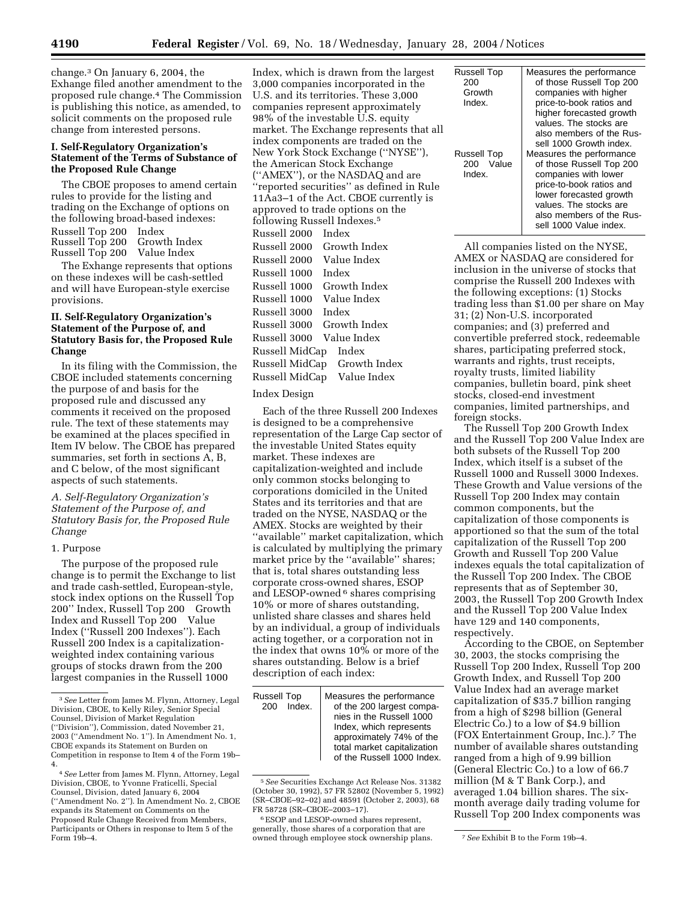change.[3] On January 6, 2004, the Exhange filed another amendment to the proposed rule change.[4] The Commission is publishing this notice, as amended, to solicit comments on the proposed rule change from interested persons.

## I. Self-Regulatory Organization's Statement of the Terms of Substance of the Proposed Rule Change

The CBOE proposes to amend certain rules to provide for the listing and trading on the Exchange of options on the following broad-based indexes:

Russell Top 200 Index
Russell Top 200 Growth Index
Russell Top 200 Value Index

The Exchange represents that options on these indexes will be cash-settled and will have European-style exercise provisions.

## II. Self-Regulatory Organization's Statement of the Purpose of, and Statutory Basis for, the Proposed Rule Change

In its filing with the Commission, the CBOE included statements concerning the purpose of and basis for the proposed rule and discussed any comments it received on the proposed rule. The text of these statements may be examined at the places specified in Item IV below. The CBOE has prepared summaries, set forth in sections A, B, and C below, of the most significant aspects of such statements.

### *A. Self-Regulatory Organization's Statement of the Purpose of, and Statutory Basis for, the Proposed Rule Change*

1. Purpose

The purpose of the proposed rule change is to permit the Exchange to list and trade cash-settled, European-style, stock index options on the Russell Top 200'' Index, Russell Top 200 Growth Index and Russell Top 200 Value Index (''Russell 200 Indexes''). Each Russell 200 Index is a capitalization-weighted index containing various groups of stocks drawn from the 200 largest companies in the Russell 1000 Index, which is drawn from the largest 3,000 companies incorporated in the U.S. and its territories. These 3,000 companies represent approximately 98% of the investable U.S. equity market. The Exchange represents that all index components are traded on the New York Stock Exchange (''NYSE''), the American Stock Exchange (''AMEX''), or the NASDAQ and are ''reported securities'' as defined in Rule 11Aa3–1 of the Act. CBOE currently is approved to trade options on the following Russell Indexes.[5]

Russell 2000 Index
Russell 2000 Growth Index
Russell 2000 Value Index
Russell 1000 Index
Russell 1000 Growth Index
Russell 1000 Value Index
Russell 3000 Index
Russell 3000 Growth Index
Russell 3000 Value Index
Russell MidCap Index
Russell MidCap Growth Index
Russell MidCap Value Index

Index Design

Each of the three Russell 200 Indexes is designed to be a comprehensive representation of the Large Cap sector of the investable United States equity market. These indexes are capitalization-weighted and include only common stocks belonging to corporations domiciled in the United States and its territories and that are traded on the NYSE, NASDAQ or the AMEX. Stocks are weighted by their ''available'' market capitalization, which is calculated by multiplying the primary market price by the ''available'' shares; that is, total shares outstanding less corporate cross-owned shares, ESOP and LESOP-owned[6] shares comprising 10% or more of shares outstanding, unlisted share classes and shares held by an individual, a group of individuals acting together, or a corporation not in the index that owns 10% or more of the shares outstanding. Below is a brief description of each index:

| | |
|---|---|
| Russell Top 200 Index. | Measures the performance of the 200 largest companies in the Russell 1000 Index, which represents approximately 74% of the total market capitalization of the Russell 1000 Index. |
| Russell Top 200 Growth Index. | Measures the performance of those Russell Top 200 companies with higher price-to-book ratios and higher forecasted growth values. The stocks are also members of the Russell 1000 Growth index. |
| Russell Top 200 Value Index. | Measures the performance of those Russell Top 200 companies with lower price-to-book ratios and lower forecasted growth values. The stocks are also members of the Russell 1000 Value index. |

All companies listed on the NYSE, AMEX or NASDAQ are considered for inclusion in the universe of stocks that comprise the Russell 200 Indexes with the following exceptions: (1) Stocks trading less than $1.00 per share on May 31; (2) Non-U.S. incorporated companies; and (3) preferred and convertible preferred stock, redeemable shares, participating preferred stock, warrants and rights, trust receipts, royalty trusts, limited liability companies, bulletin board, pink sheet stocks, closed-end investment companies, limited partnerships, and foreign stocks.

The Russell Top 200 Growth Index and the Russell Top 200 Value Index are both subsets of the Russell Top 200 Index, which itself is a subset of the Russell 1000 and Russell 3000 Indexes. These Growth and Value versions of the Russell Top 200 Index may contain common components, but the capitalization of those components is apportioned so that the sum of the total capitalization of the Russell Top 200 Growth and Russell Top 200 Value indexes equals the total capitalization of the Russell Top 200 Index. The CBOE represents that as of September 30, 2003, the Russell Top 200 Growth Index and the Russell Top 200 Value Index have 129 and 140 components, respectively.

According to the CBOE, on September 30, 2003, the stocks comprising the Russell Top 200 Index, Russell Top 200 Growth Index, and Russell Top 200 Value Index had an average market capitalization of $35.7 billion ranging from a high of $298 billion (General Electric Co.) to a low of $4.9 billion (FOX Entertainment Group, Inc.).[7] The number of available shares outstanding ranged from a high of 9.99 billion (General Electric Co.) to a low of 66.7 million (M & T Bank Corp.), and averaged 1.04 billion shares. The six-month average daily trading volume for Russell Top 200 Index components was

---

[3] *See* Letter from James M. Flynn, Attorney, Legal Division, CBOE, to Kelly Riley, Senior Special Counsel, Division of Market Regulation (''Division''), Commission, dated November 21, 2003 (''Amendment No. 1''). In Amendment No. 1, CBOE expands its Statement on Burden on Competition in response to Item 4 of the Form 19b–4.

[4] *See* Letter from James M. Flynn, Attorney, Legal Division, CBOE, to Yvonne Fraticelli, Special Counsel, Division, dated January 6, 2004 (''Amendment No. 2''). In Amendment No. 2, CBOE expands its Statement on Comments on the Proposed Rule Change Received from Members, Participants or Others in response to Item 5 of the Form 19b–4.

[5] *See* Securities Exchange Act Release Nos. 31382 (October 30, 1992), 57 FR 52802 (November 5, 1992) (SR–CBOE–92–02) and 48591 (October 2, 2003), 68 FR 58728 (SR–CBOE–2003–17).

[6] ESOP and LESOP-owned shares represent, generally, those shares of a corporation that are owned through employee stock ownership plans.

[7] *See* Exhibit B to the Form 19b–4.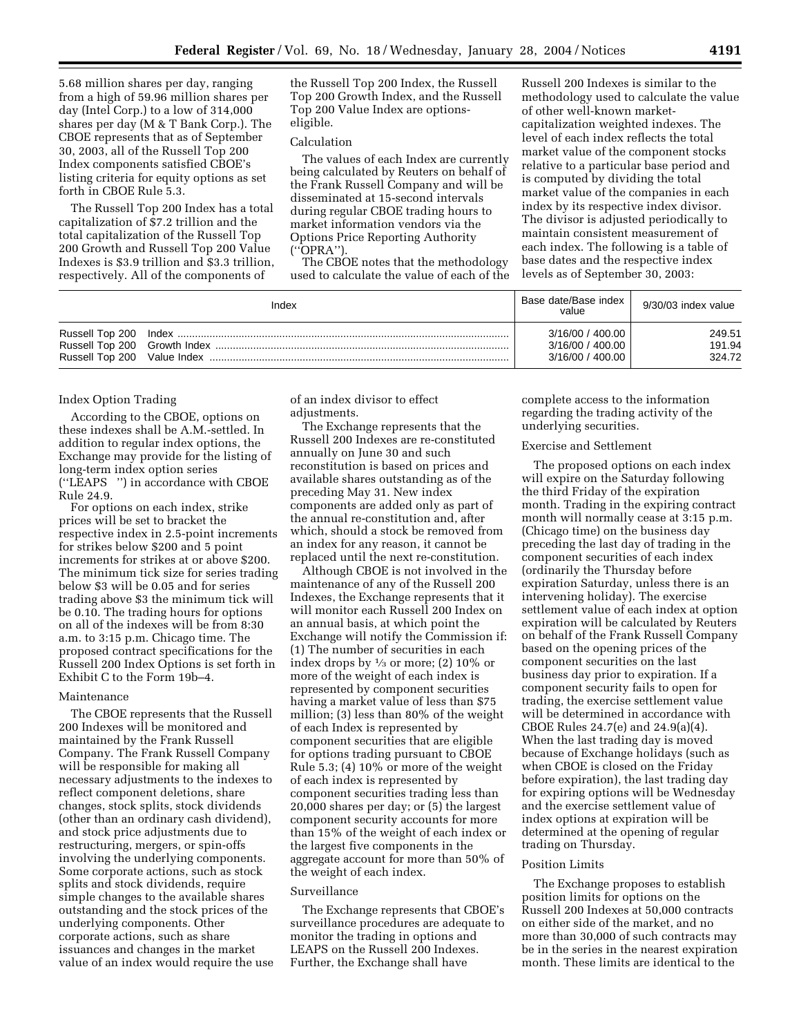5.68 million shares per day, ranging from a high of 59.96 million shares per day (Intel Corp.) to a low of 314,000 shares per day (M & T Bank Corp.). The CBOE represents that as of September 30, 2003, all of the Russell Top 200 Index components satisfied CBOE's listing criteria for equity options as set forth in CBOE Rule 5.3.

The Russell Top 200 Index has a total capitalization of $7.2 trillion and the total capitalization of the Russell Top 200 Growth and Russell Top 200 Value Indexes is $3.9 trillion and $3.3 trillion, respectively. All of the components of the Russell Top 200 Index, the Russell Top 200 Growth Index, and the Russell Top 200 Value Index are options-eligible.

### Calculation

The values of each Index are currently being calculated by Reuters on behalf of the Frank Russell Company and will be disseminated at 15-second intervals during regular CBOE trading hours to market information vendors via the Options Price Reporting Authority (''OPRA'').

The CBOE notes that the methodology used to calculate the value of each of the Russell 200 Indexes is similar to the methodology used to calculate the value of other well-known market-capitalization weighted indexes. The level of each index reflects the total market value of the component stocks relative to a particular base period and is computed by dividing the total market value of the companies in each index by its respective index divisor. The divisor is adjusted periodically to maintain consistent measurement of each index. The following is a table of base dates and the respective index levels as of September 30, 2003:

| Index | Base date/Base index value | 9/30/03 index value |
| --- | --- | --- |
| Russell Top 200 Index | 3/16/00 / 400.00 | 249.51 |
| Russell Top 200 Growth Index | 3/16/00 / 400.00 | 191.94 |
| Russell Top 200 Value Index | 3/16/00 / 400.00 | 324.72 |

### Index Option Trading

According to the CBOE, options on these indexes shall be A.M.-settled. In addition to regular index options, the Exchange may provide for the listing of long-term index option series (''LEAPS'') in accordance with CBOE Rule 24.9.

For options on each index, strike prices will be set to bracket the respective index in 2.5-point increments for strikes below $200 and 5 point increments for strikes at or above $200. The minimum tick size for series trading below $3 will be 0.05 and for series trading above $3 the minimum tick will be 0.10. The trading hours for options on all of the indexes will be from 8:30 a.m. to 3:15 p.m. Chicago time. The proposed contract specifications for the Russell 200 Index Options is set forth in Exhibit C to the Form 19b–4.

### Maintenance

The CBOE represents that the Russell 200 Indexes will be monitored and maintained by the Frank Russell Company. The Frank Russell Company will be responsible for making all necessary adjustments to the indexes to reflect component deletions, share changes, stock splits, stock dividends (other than an ordinary cash dividend), and stock price adjustments due to restructuring, mergers, or spin-offs involving the underlying components. Some corporate actions, such as stock splits and stock dividends, require simple changes to the available shares outstanding and the stock prices of the underlying components. Other corporate actions, such as share issuances and changes in the market value of an index would require the use of an index divisor to effect adjustments.

The Exchange represents that the Russell 200 Indexes are re-constituted annually on June 30 and such reconstitution is based on prices and available shares outstanding as of the preceding May 31. New index components are added only as part of the annual re-constitution and, after which, should a stock be removed from an index for any reason, it cannot be replaced until the next re-constitution.

Although CBOE is not involved in the maintenance of any of the Russell 200 Indexes, the Exchange represents that it will monitor each Russell 200 Index on an annual basis, at which point the Exchange will notify the Commission if: (1) The number of securities in each index drops by ⅓ or more; (2) 10% or more of the weight of each index is represented by component securities having a market value of less than $75 million; (3) less than 80% of the weight of each Index is represented by component securities that are eligible for options trading pursuant to CBOE Rule 5.3; (4) 10% or more of the weight of each index is represented by component securities trading less than 20,000 shares per day; or (5) the largest component security accounts for more than 15% of the weight of each index or the largest five components in the aggregate account for more than 50% of the weight of each index.

### Surveillance

The Exchange represents that CBOE's surveillance procedures are adequate to monitor the trading in options and LEAPS on the Russell 200 Indexes. Further, the Exchange shall have complete access to the information regarding the trading activity of the underlying securities.

### Exercise and Settlement

The proposed options on each index will expire on the Saturday following the third Friday of the expiration month. Trading in the expiring contract month will normally cease at 3:15 p.m. (Chicago time) on the business day preceding the last day of trading in the component securities of each index (ordinarily the Thursday before expiration Saturday, unless there is an intervening holiday). The exercise settlement value of each index at option expiration will be calculated by Reuters on behalf of the Frank Russell Company based on the opening prices of the component securities on the last business day prior to expiration. If a component security fails to open for trading, the exercise settlement value will be determined in accordance with CBOE Rules 24.7(e) and 24.9(a)(4). When the last trading day is moved because of Exchange holidays (such as when CBOE is closed on the Friday before expiration), the last trading day for expiring options will be Wednesday and the exercise settlement value of index options at expiration will be determined at the opening of regular trading on Thursday.

### Position Limits

The Exchange proposes to establish position limits for options on the Russell 200 Indexes at 50,000 contracts on either side of the market, and no more than 30,000 of such contracts may be in the series in the nearest expiration month. These limits are identical to the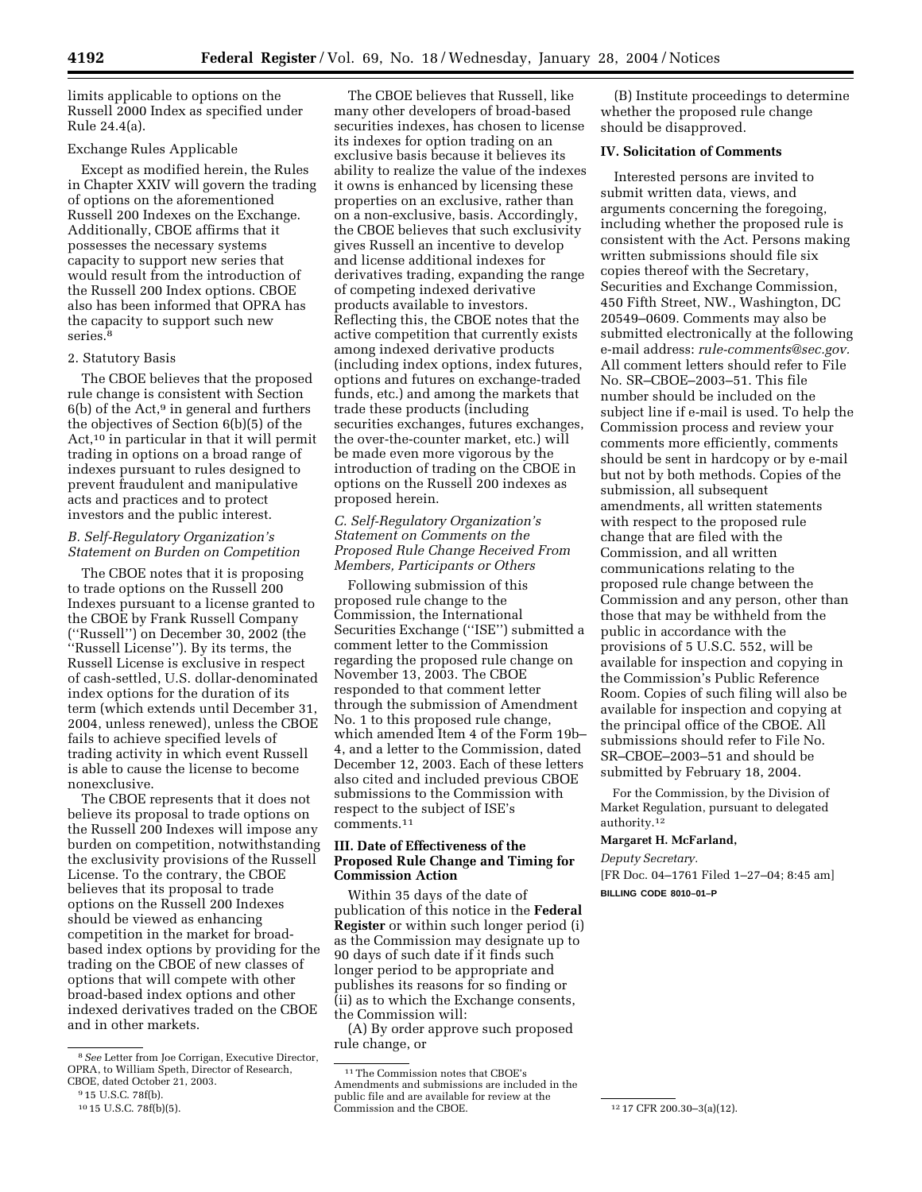limits applicable to options on the Russell 2000 Index as specified under Rule 24.4(a).

Exchange Rules Applicable

Except as modified herein, the Rules in Chapter XXIV will govern the trading of options on the aforementioned Russell 200 Indexes on the Exchange. Additionally, CBOE affirms that it possesses the necessary systems capacity to support new series that would result from the introduction of the Russell 200 Index options. CBOE also has been informed that OPRA has the capacity to support such new series.[8]

2. Statutory Basis

The CBOE believes that the proposed rule change is consistent with Section 6(b) of the Act,[9] in general and furthers the objectives of Section 6(b)(5) of the Act,[10] in particular in that it will permit trading in options on a broad range of indexes pursuant to rules designed to prevent fraudulent and manipulative acts and practices and to protect investors and the public interest.

### *B. Self-Regulatory Organization's Statement on Burden on Competition*

The CBOE notes that it is proposing to trade options on the Russell 200 Indexes pursuant to a license granted to the CBOE by Frank Russell Company (''Russell'') on December 30, 2002 (the ''Russell License''). By its terms, the Russell License is exclusive in respect of cash-settled, U.S. dollar-denominated index options for the duration of its term (which extends until December 31, 2004, unless renewed), unless the CBOE fails to achieve specified levels of trading activity in which event Russell is able to cause the license to become nonexclusive.

The CBOE represents that it does not believe its proposal to trade options on the Russell 200 Indexes will impose any burden on competition, notwithstanding the exclusivity provisions of the Russell License. To the contrary, the CBOE believes that its proposal to trade options on the Russell 200 Indexes should be viewed as enhancing competition in the market for broad-based index options by providing for the trading on the CBOE of new classes of options that will compete with other broad-based index options and other indexed derivatives traded on the CBOE and in other markets.

The CBOE believes that Russell, like many other developers of broad-based securities indexes, has chosen to license its indexes for option trading on an exclusive basis because it believes its ability to realize the value of the indexes it owns is enhanced by licensing these properties on an exclusive, rather than on a non-exclusive, basis. Accordingly, the CBOE believes that such exclusivity gives Russell an incentive to develop and license additional indexes for derivatives trading, expanding the range of competing indexed derivative products available to investors. Reflecting this, the CBOE notes that the active competition that currently exists among indexed derivative products (including index options, index futures, options and futures on exchange-traded funds, etc.) and among the markets that trade these products (including securities exchanges, futures exchanges, the over-the-counter market, etc.) will be made even more vigorous by the introduction of trading on the CBOE in options on the Russell 200 indexes as proposed herein.

### *C. Self-Regulatory Organization's Statement on Comments on the Proposed Rule Change Received From Members, Participants or Others*

Following submission of this proposed rule change to the Commission, the International Securities Exchange (''ISE'') submitted a comment letter to the Commission regarding the proposed rule change on November 13, 2003. The CBOE responded to that comment letter through the submission of Amendment No. 1 to this proposed rule change, which amended Item 4 of the Form 19b–4, and a letter to the Commission, dated December 12, 2003. Each of these letters also cited and included previous CBOE submissions to the Commission with respect to the subject of ISE's comments.[11]

## III. Date of Effectiveness of the Proposed Rule Change and Timing for Commission Action

Within 35 days of the date of publication of this notice in the **Federal Register** or within such longer period (i) as the Commission may designate up to 90 days of such date if it finds such longer period to be appropriate and publishes its reasons for so finding or (ii) as to which the Exchange consents, the Commission will:

(A) By order approve such proposed rule change, or

(B) Institute proceedings to determine whether the proposed rule change should be disapproved.

## IV. Solicitation of Comments

Interested persons are invited to submit written data, views, and arguments concerning the foregoing, including whether the proposed rule is consistent with the Act. Persons making written submissions should file six copies thereof with the Secretary, Securities and Exchange Commission, 450 Fifth Street, NW., Washington, DC 20549–0609. Comments may also be submitted electronically at the following e-mail address: *rule-comments@sec.gov*. All comment letters should refer to File No. SR–CBOE–2003–51. This file number should be included on the subject line if e-mail is used. To help the Commission process and review your comments more efficiently, comments should be sent in hardcopy or by e-mail but not by both methods. Copies of the submission, all subsequent amendments, all written statements with respect to the proposed rule change that are filed with the Commission, and all written communications relating to the proposed rule change between the Commission and any person, other than those that may be withheld from the public in accordance with the provisions of 5 U.S.C. 552, will be available for inspection and copying in the Commission's Public Reference Room. Copies of such filing will also be available for inspection and copying at the principal office of the CBOE. All submissions should refer to File No. SR–CBOE–2003–51 and should be submitted by February 18, 2004.

For the Commission, by the Division of Market Regulation, pursuant to delegated authority.[12]

**Margaret H. McFarland,**

*Deputy Secretary.*

[FR Doc. 04–1761 Filed 1–27–04; 8:45 am]

**BILLING CODE 8010–01–P**

---

[8] *See* Letter from Joe Corrigan, Executive Director, OPRA, to William Speth, Director of Research, CBOE, dated October 21, 2003.

[9] 15 U.S.C. 78f(b).

[10] 15 U.S.C. 78f(b)(5).

[11] The Commission notes that CBOE's Amendments and submissions are included in the public file and are available for review at the Commission and the CBOE.

[12] 17 CFR 200.30–3(a)(12).